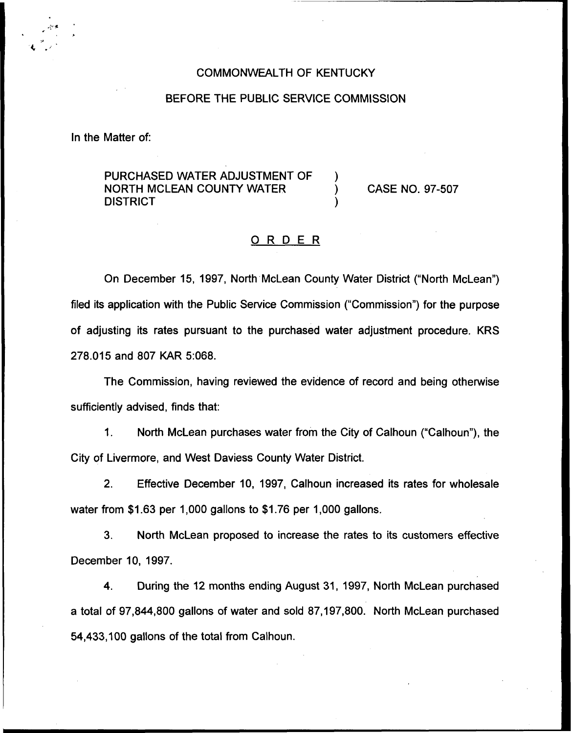COMMONWEALTH OF KENTUCKY

BEFORE THE PUBLIC SERVICE COMMISSION

In the Matter of:

PURCHASED WATER ADJUSTMENT OF NORTH MCLEAN COUNTY WATER DISTRICT ) CASE NO. 97-507

## ORDER

On December 15, 1997, North McLean County Water District ("North McLean") filed its application with the Public Service Commission ("Commission") for the purpose of adjusting its rates pursuant to the purchased water adjustment procedure. KRS 278.015 and 807 KAR 5:068.

The Commission, having reviewed the evidence of record and being otherwise sufficiently advised, finds that:

1. North McLean purchases water from the City of Calhoun ("Calhoun"), the City of Livermore, and West Daviess County Water District.

2. Effective December 10, 1997, Calhoun increased its rates for wholesale water from $1.63 per 1,000 gallons to $1.76 per 1,000 gallons.

3. North McLean proposed to increase the rates to its customers effective December 10, 1997.

4. During the 12 months ending August 31, 1997, North McLean purchased a total of 97,844,800 gallons of water and sold 87,197,800. North McLean purchased 54,433,100 gallons of the total from Calhoun.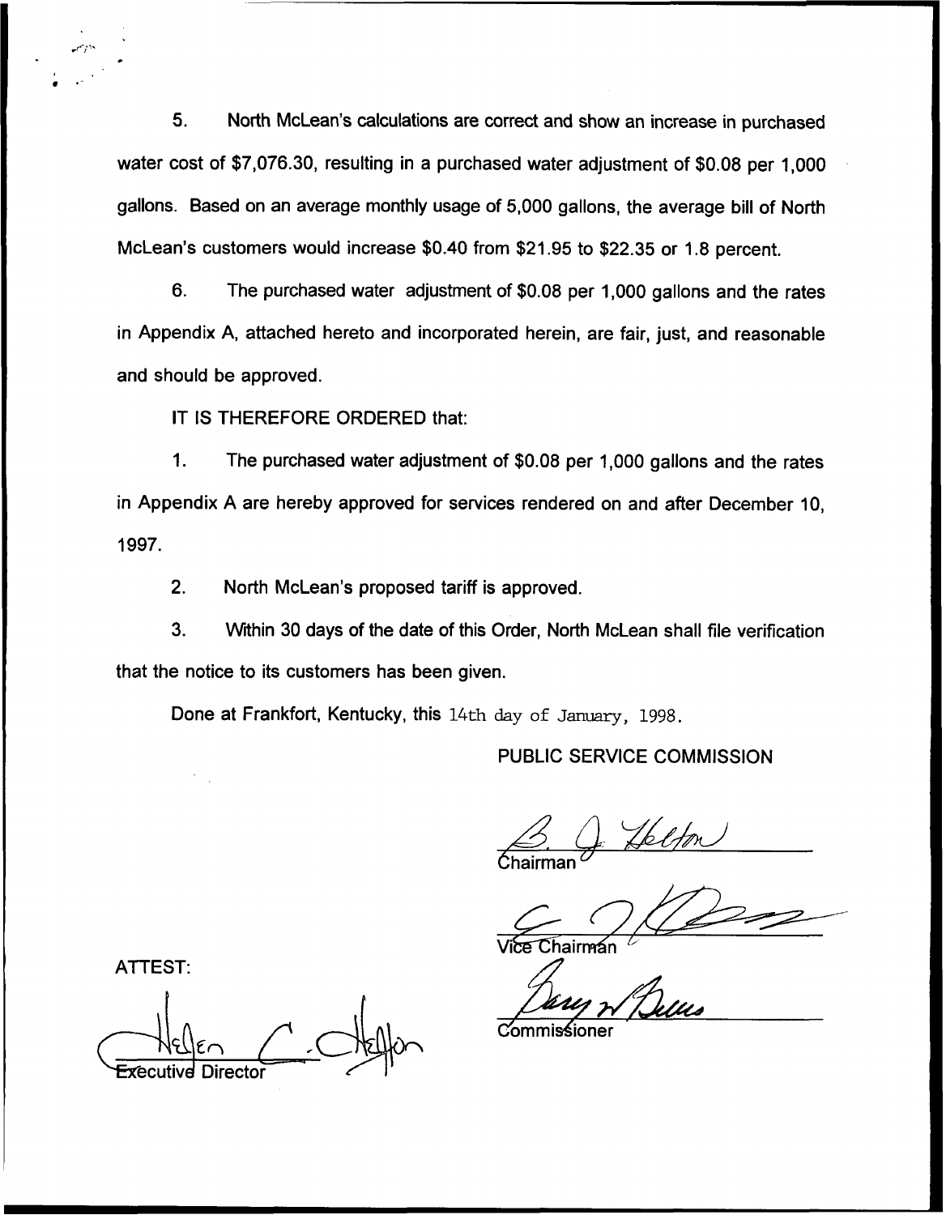5. North McLean's calculations are correct and show an increase in purchased water cost of $7,076.30, resulting in a purchased water adjustment of $0.08 per 1,000 gallons. Based on an average monthly usage of 5,000 gallons, the average bill of North McLean's customers would increase $0.40 from $21.95 to $22.35 or 1.8 percent.

6. The purchased water adjustment of $0.08 per 1,000 gallons and the rates in Appendix A, attached hereto and incorporated herein, are fair, just, and reasonable and should be approved.

IT IS THEREFORE ORDERED that:

1. The purchased water adjustment of $0.08 per 1,000 gallons and the rates in Appendix A are hereby approved for services rendered on and after December 10, 1997.

2. North McLean's proposed tariff is approved.

3. Within 30 days of the date of this Order, North McLean shall file verification that the notice to its customers has been given.

Done at Frankfort, Kentucky, this 14th day of January, 1998.

PUBLIC SERVICE COMMISSION

Chairman

Vice Chairman

Commissioner

ATTEST:

Executive Director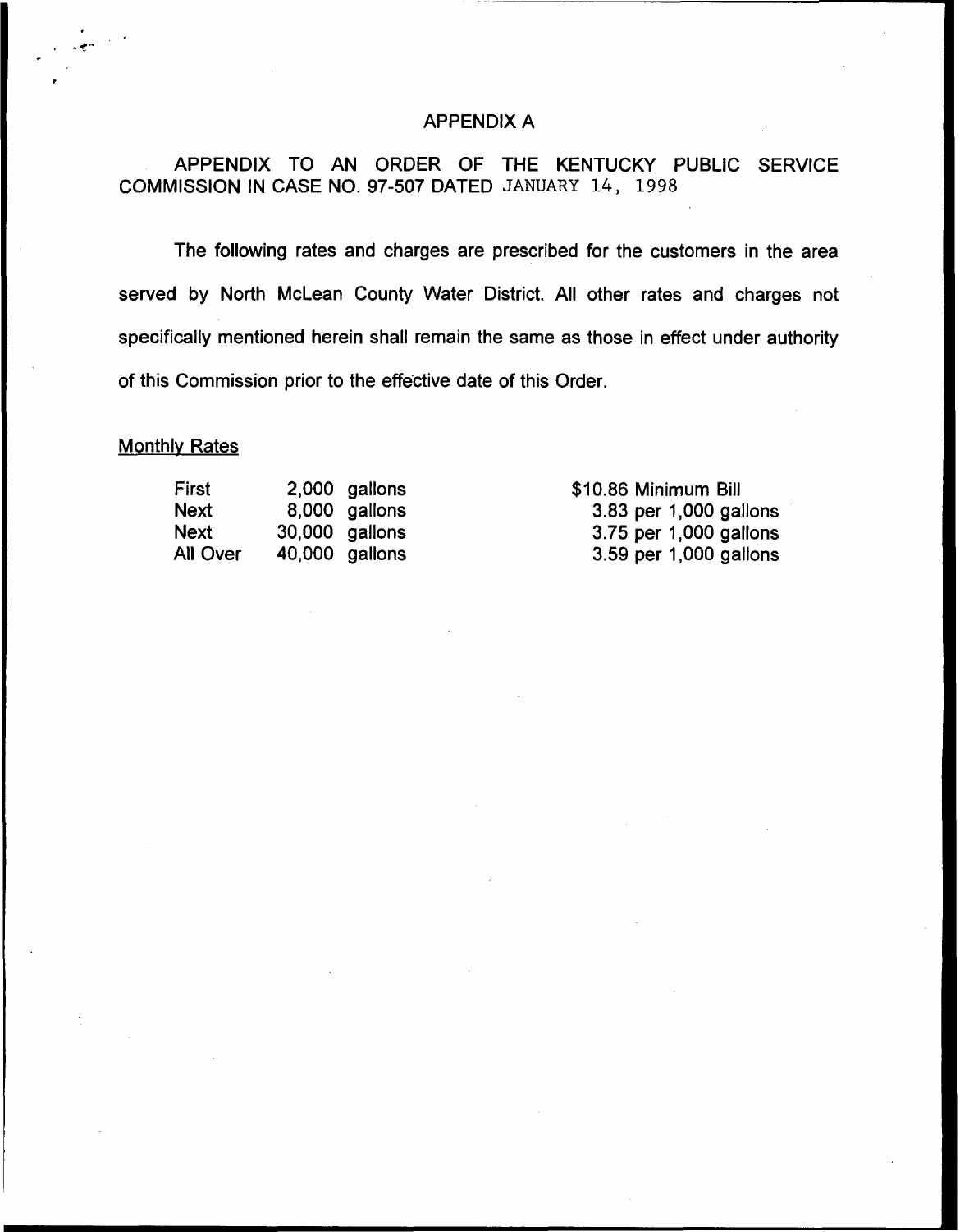# APPENDIX A

APPENDIX TO AN ORDER OF THE KENTUCKY PUBLIC SERVICE COMMISSION IN CASE NO. 97-507 DATED JANUARY 14, 1998

The following rates and charges are prescribed for the customers in the area served by North McLean County Water District. All other rates and charges not specifically mentioned herein shall remain the same as those in effect under authority of this Commission prior to the effective date of this Order.

Monthly Rates

| | | |
|---|---|---|
| First | 2,000 gallons | $10.86 Minimum Bill |
| Next | 8,000 gallons | 3.83 per 1,000 gallons |
| Next | 30,000 gallons | 3.75 per 1,000 gallons |
| All Over | 40,000 gallons | 3.59 per 1,000 gallons |